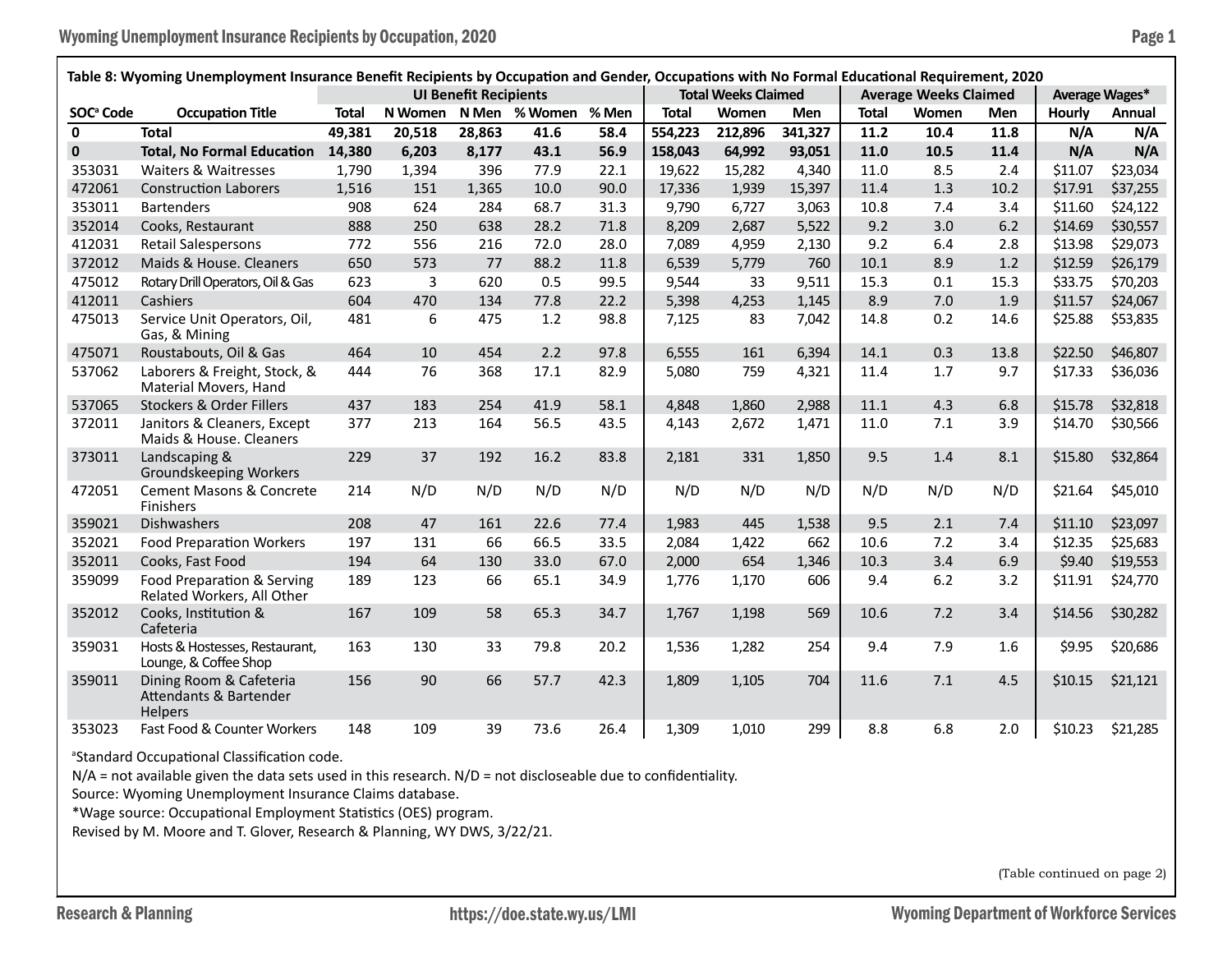**Table 8: Wyoming Unemployment Insurance Benefit Recipients by Occupation and Gender, Occupations with No Formal Educational Requirement, 2020**

| | | UI Benefit Recipients | | | | | Total Weeks Claimed | | | Average Weeks Claimed | | | Average Wages* | |
|---|---|---|---|---|---|---|---|---|---|---|---|---|---|---|
| SOC[a] Code | Occupation Title | Total | N Women | N Men | % Women | % Men | Total | Women | Men | Total | Women | Men | Hourly | Annual |
| **0** | **Total** | **49,381** | **20,518** | **28,863** | **41.6** | **58.4** | **554,223** | **212,896** | **341,327** | **11.2** | **10.4** | **11.8** | **N/A** | **N/A** |
| **0** | **Total, No Formal Education** | **14,380** | **6,203** | **8,177** | **43.1** | **56.9** | **158,043** | **64,992** | **93,051** | **11.0** | **10.5** | **11.4** | **N/A** | **N/A** |
| 353031 | Waiters & Waitresses | 1,790 | 1,394 | 396 | 77.9 | 22.1 | 19,622 | 15,282 | 4,340 | 11.0 | 8.5 | 2.4 | $11.07 | $23,034 |
| 472061 | Construction Laborers | 1,516 | 151 | 1,365 | 10.0 | 90.0 | 17,336 | 1,939 | 15,397 | 11.4 | 1.3 | 10.2 | $17.91 | $37,255 |
| 353011 | Bartenders | 908 | 624 | 284 | 68.7 | 31.3 | 9,790 | 6,727 | 3,063 | 10.8 | 7.4 | 3.4 | $11.60 | $24,122 |
| 352014 | Cooks, Restaurant | 888 | 250 | 638 | 28.2 | 71.8 | 8,209 | 2,687 | 5,522 | 9.2 | 3.0 | 6.2 | $14.69 | $30,557 |
| 412031 | Retail Salespersons | 772 | 556 | 216 | 72.0 | 28.0 | 7,089 | 4,959 | 2,130 | 9.2 | 6.4 | 2.8 | $13.98 | $29,073 |
| 372012 | Maids & House. Cleaners | 650 | 573 | 77 | 88.2 | 11.8 | 6,539 | 5,779 | 760 | 10.1 | 8.9 | 1.2 | $12.59 | $26,179 |
| 475012 | Rotary Drill Operators, Oil & Gas | 623 | 3 | 620 | 0.5 | 99.5 | 9,544 | 33 | 9,511 | 15.3 | 0.1 | 15.3 | $33.75 | $70,203 |
| 412011 | Cashiers | 604 | 470 | 134 | 77.8 | 22.2 | 5,398 | 4,253 | 1,145 | 8.9 | 7.0 | 1.9 | $11.57 | $24,067 |
| 475013 | Service Unit Operators, Oil, Gas, & Mining | 481 | 6 | 475 | 1.2 | 98.8 | 7,125 | 83 | 7,042 | 14.8 | 0.2 | 14.6 | $25.88 | $53,835 |
| 475071 | Roustabouts, Oil & Gas | 464 | 10 | 454 | 2.2 | 97.8 | 6,555 | 161 | 6,394 | 14.1 | 0.3 | 13.8 | $22.50 | $46,807 |
| 537062 | Laborers & Freight, Stock, & Material Movers, Hand | 444 | 76 | 368 | 17.1 | 82.9 | 5,080 | 759 | 4,321 | 11.4 | 1.7 | 9.7 | $17.33 | $36,036 |
| 537065 | Stockers & Order Fillers | 437 | 183 | 254 | 41.9 | 58.1 | 4,848 | 1,860 | 2,988 | 11.1 | 4.3 | 6.8 | $15.78 | $32,818 |
| 372011 | Janitors & Cleaners, Except Maids & House. Cleaners | 377 | 213 | 164 | 56.5 | 43.5 | 4,143 | 2,672 | 1,471 | 11.0 | 7.1 | 3.9 | $14.70 | $30,566 |
| 373011 | Landscaping & Groundskeeping Workers | 229 | 37 | 192 | 16.2 | 83.8 | 2,181 | 331 | 1,850 | 9.5 | 1.4 | 8.1 | $15.80 | $32,864 |
| 472051 | Cement Masons & Concrete Finishers | 214 | N/D | N/D | N/D | N/D | N/D | N/D | N/D | N/D | N/D | N/D | $21.64 | $45,010 |
| 359021 | Dishwashers | 208 | 47 | 161 | 22.6 | 77.4 | 1,983 | 445 | 1,538 | 9.5 | 2.1 | 7.4 | $11.10 | $23,097 |
| 352021 | Food Preparation Workers | 197 | 131 | 66 | 66.5 | 33.5 | 2,084 | 1,422 | 662 | 10.6 | 7.2 | 3.4 | $12.35 | $25,683 |
| 352011 | Cooks, Fast Food | 194 | 64 | 130 | 33.0 | 67.0 | 2,000 | 654 | 1,346 | 10.3 | 3.4 | 6.9 | $9.40 | $19,553 |
| 359099 | Food Preparation & Serving Related Workers, All Other | 189 | 123 | 66 | 65.1 | 34.9 | 1,776 | 1,170 | 606 | 9.4 | 6.2 | 3.2 | $11.91 | $24,770 |
| 352012 | Cooks, Institution & Cafeteria | 167 | 109 | 58 | 65.3 | 34.7 | 1,767 | 1,198 | 569 | 10.6 | 7.2 | 3.4 | $14.56 | $30,282 |
| 359031 | Hosts & Hostesses, Restaurant, Lounge, & Coffee Shop | 163 | 130 | 33 | 79.8 | 20.2 | 1,536 | 1,282 | 254 | 9.4 | 7.9 | 1.6 | $9.95 | $20,686 |
| 359011 | Dining Room & Cafeteria Attendants & Bartender Helpers | 156 | 90 | 66 | 57.7 | 42.3 | 1,809 | 1,105 | 704 | 11.6 | 7.1 | 4.5 | $10.15 | $21,121 |
| 353023 | Fast Food & Counter Workers | 148 | 109 | 39 | 73.6 | 26.4 | 1,309 | 1,010 | 299 | 8.8 | 6.8 | 2.0 | $10.23 | $21,285 |

[a]Standard Occupational Classification code.

N/A = not available given the data sets used in this research. N/D = not discloseable due to confidentiality.

Source: Wyoming Unemployment Insurance Claims database.

*Wage source: Occupational Employment Statistics (OES) program.

Revised by M. Moore and T. Glover, Research & Planning, WY DWS, 3/22/21.

(Table continued on page 2)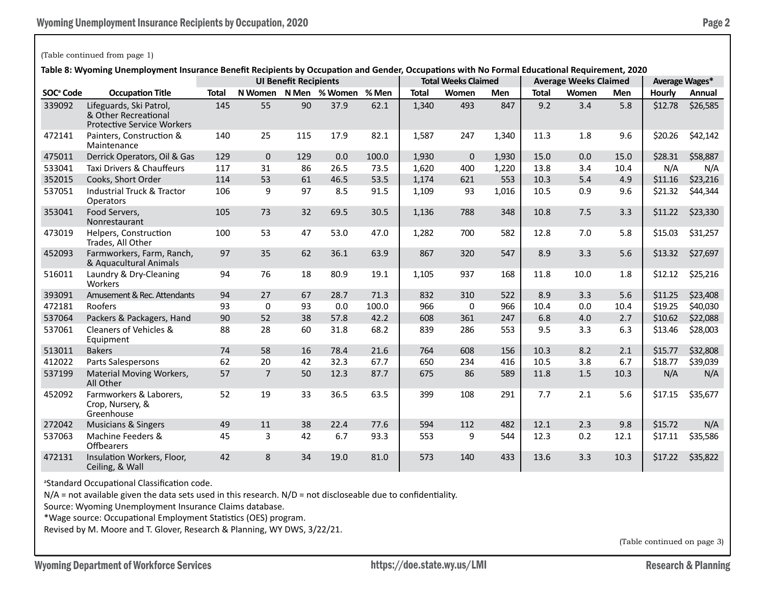(Table continued from page 1)

**Table 8: Wyoming Unemployment Insurance Benefit Recipients by Occupation and Gender, Occupations with No Formal Educational Requirement, 2020**

| | | UI Benefit Recipients | | | | | Total Weeks Claimed | | | Average Weeks Claimed | | | Average Wages* | |
|---|---|---|---|---|---|---|---|---|---|---|---|---|---|---|
| SOC[a] Code | Occupation Title | Total | N Women | N Men | % Women | % Men | Total | Women | Men | Total | Women | Men | Hourly | Annual |
| 339092 | Lifeguards, Ski Patrol, & Other Recreational Protective Service Workers | 145 | 55 | 90 | 37.9 | 62.1 | 1,340 | 493 | 847 | 9.2 | 3.4 | 5.8 | $12.78 | $26,585 |
| 472141 | Painters, Construction & Maintenance | 140 | 25 | 115 | 17.9 | 82.1 | 1,587 | 247 | 1,340 | 11.3 | 1.8 | 9.6 | $20.26 | $42,142 |
| 475011 | Derrick Operators, Oil & Gas | 129 | 0 | 129 | 0.0 | 100.0 | 1,930 | 0 | 1,930 | 15.0 | 0.0 | 15.0 | $28.31 | $58,887 |
| 533041 | Taxi Drivers & Chauffeurs | 117 | 31 | 86 | 26.5 | 73.5 | 1,620 | 400 | 1,220 | 13.8 | 3.4 | 10.4 | N/A | N/A |
| 352015 | Cooks, Short Order | 114 | 53 | 61 | 46.5 | 53.5 | 1,174 | 621 | 553 | 10.3 | 5.4 | 4.9 | $11.16 | $23,216 |
| 537051 | Industrial Truck & Tractor Operators | 106 | 9 | 97 | 8.5 | 91.5 | 1,109 | 93 | 1,016 | 10.5 | 0.9 | 9.6 | $21.32 | $44,344 |
| 353041 | Food Servers, Nonrestaurant | 105 | 73 | 32 | 69.5 | 30.5 | 1,136 | 788 | 348 | 10.8 | 7.5 | 3.3 | $11.22 | $23,330 |
| 473019 | Helpers, Construction Trades, All Other | 100 | 53 | 47 | 53.0 | 47.0 | 1,282 | 700 | 582 | 12.8 | 7.0 | 5.8 | $15.03 | $31,257 |
| 452093 | Farmworkers, Farm, Ranch, & Aquacultural Animals | 97 | 35 | 62 | 36.1 | 63.9 | 867 | 320 | 547 | 8.9 | 3.3 | 5.6 | $13.32 | $27,697 |
| 516011 | Laundry & Dry-Cleaning Workers | 94 | 76 | 18 | 80.9 | 19.1 | 1,105 | 937 | 168 | 11.8 | 10.0 | 1.8 | $12.12 | $25,216 |
| 393091 | Amusement & Rec. Attendants | 94 | 27 | 67 | 28.7 | 71.3 | 832 | 310 | 522 | 8.9 | 3.3 | 5.6 | $11.25 | $23,408 |
| 472181 | Roofers | 93 | 0 | 93 | 0.0 | 100.0 | 966 | 0 | 966 | 10.4 | 0.0 | 10.4 | $19.25 | $40,030 |
| 537064 | Packers & Packagers, Hand | 90 | 52 | 38 | 57.8 | 42.2 | 608 | 361 | 247 | 6.8 | 4.0 | 2.7 | $10.62 | $22,088 |
| 537061 | Cleaners of Vehicles & Equipment | 88 | 28 | 60 | 31.8 | 68.2 | 839 | 286 | 553 | 9.5 | 3.3 | 6.3 | $13.46 | $28,003 |
| 513011 | Bakers | 74 | 58 | 16 | 78.4 | 21.6 | 764 | 608 | 156 | 10.3 | 8.2 | 2.1 | $15.77 | $32,808 |
| 412022 | Parts Salespersons | 62 | 20 | 42 | 32.3 | 67.7 | 650 | 234 | 416 | 10.5 | 3.8 | 6.7 | $18.77 | $39,039 |
| 537199 | Material Moving Workers, All Other | 57 | 7 | 50 | 12.3 | 87.7 | 675 | 86 | 589 | 11.8 | 1.5 | 10.3 | N/A | N/A |
| 452092 | Farmworkers & Laborers, Crop, Nursery, & Greenhouse | 52 | 19 | 33 | 36.5 | 63.5 | 399 | 108 | 291 | 7.7 | 2.1 | 5.6 | $17.15 | $35,677 |
| 272042 | Musicians & Singers | 49 | 11 | 38 | 22.4 | 77.6 | 594 | 112 | 482 | 12.1 | 2.3 | 9.8 | $15.72 | N/A |
| 537063 | Machine Feeders & Offbearers | 45 | 3 | 42 | 6.7 | 93.3 | 553 | 9 | 544 | 12.3 | 0.2 | 12.1 | $17.11 | $35,586 |
| 472131 | Insulation Workers, Floor, Ceiling, & Wall | 42 | 8 | 34 | 19.0 | 81.0 | 573 | 140 | 433 | 13.6 | 3.3 | 10.3 | $17.22 | $35,822 |

[a]Standard Occupational Classification code.

N/A = not available given the data sets used in this research. N/D = not discloseable due to confidentiality.

Source: Wyoming Unemployment Insurance Claims database.

*Wage source: Occupational Employment Statistics (OES) program.

Revised by M. Moore and T. Glover, Research & Planning, WY DWS, 3/22/21.

(Table continued on page 3)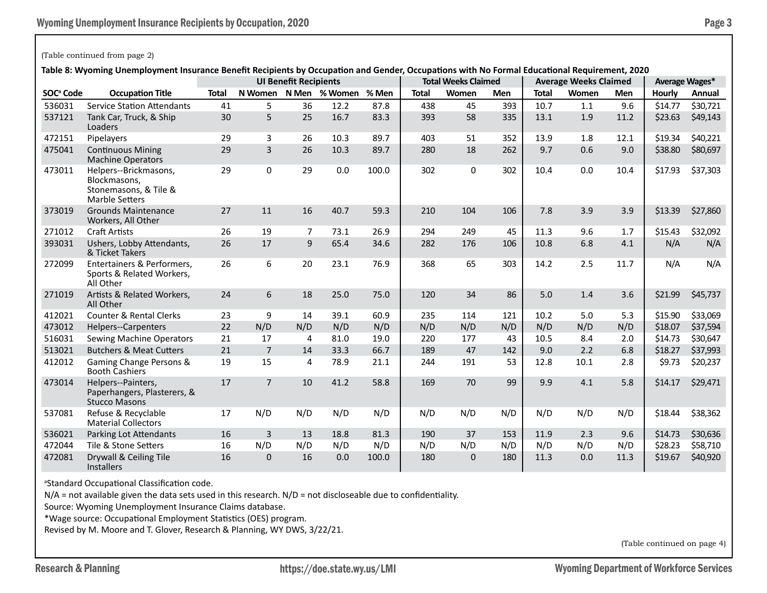(Table continued from page 2)

**Table 8: Wyoming Unemployment Insurance Benefit Recipients by Occupation and Gender, Occupations with No Formal Educational Requirement, 2020**

| | | UI Benefit Recipients | | | | | Total Weeks Claimed | | | Average Weeks Claimed | | | Average Wages* | |
|---|---|---|---|---|---|---|---|---|---|---|---|---|---|---|
| SOC[a] Code | Occupation Title | Total | N Women | N Men | % Women | % Men | Total | Women | Men | Total | Women | Men | Hourly | Annual |
| 536031 | Service Station Attendants | 41 | 5 | 36 | 12.2 | 87.8 | 438 | 45 | 393 | 10.7 | 1.1 | 9.6 | $14.77 | $30,721 |
| 537121 | Tank Car, Truck, & Ship Loaders | 30 | 5 | 25 | 16.7 | 83.3 | 393 | 58 | 335 | 13.1 | 1.9 | 11.2 | $23.63 | $49,143 |
| 472151 | Pipelayers | 29 | 3 | 26 | 10.3 | 89.7 | 403 | 51 | 352 | 13.9 | 1.8 | 12.1 | $19.34 | $40,221 |
| 475041 | Continuous Mining Machine Operators | 29 | 3 | 26 | 10.3 | 89.7 | 280 | 18 | 262 | 9.7 | 0.6 | 9.0 | $38.80 | $80,697 |
| 473011 | Helpers--Brickmasons, Blockmasons, Stonemasons, & Tile & Marble Setters | 29 | 0 | 29 | 0.0 | 100.0 | 302 | 0 | 302 | 10.4 | 0.0 | 10.4 | $17.93 | $37,303 |
| 373019 | Grounds Maintenance Workers, All Other | 27 | 11 | 16 | 40.7 | 59.3 | 210 | 104 | 106 | 7.8 | 3.9 | 3.9 | $13.39 | $27,860 |
| 271012 | Craft Artists | 26 | 19 | 7 | 73.1 | 26.9 | 294 | 249 | 45 | 11.3 | 9.6 | 1.7 | $15.43 | $32,092 |
| 393031 | Ushers, Lobby Attendants, & Ticket Takers | 26 | 17 | 9 | 65.4 | 34.6 | 282 | 176 | 106 | 10.8 | 6.8 | 4.1 | N/A | N/A |
| 272099 | Entertainers & Performers, Sports & Related Workers, All Other | 26 | 6 | 20 | 23.1 | 76.9 | 368 | 65 | 303 | 14.2 | 2.5 | 11.7 | N/A | N/A |
| 271019 | Artists & Related Workers, All Other | 24 | 6 | 18 | 25.0 | 75.0 | 120 | 34 | 86 | 5.0 | 1.4 | 3.6 | $21.99 | $45,737 |
| 412021 | Counter & Rental Clerks | 23 | 9 | 14 | 39.1 | 60.9 | 235 | 114 | 121 | 10.2 | 5.0 | 5.3 | $15.90 | $33,069 |
| 473012 | Helpers--Carpenters | 22 | N/D | N/D | N/D | N/D | N/D | N/D | N/D | N/D | N/D | N/D | $18.07 | $37,594 |
| 516031 | Sewing Machine Operators | 21 | 17 | 4 | 81.0 | 19.0 | 220 | 177 | 43 | 10.5 | 8.4 | 2.0 | $14.73 | $30,647 |
| 513021 | Butchers & Meat Cutters | 21 | 7 | 14 | 33.3 | 66.7 | 189 | 47 | 142 | 9.0 | 2.2 | 6.8 | $18.27 | $37,993 |
| 412012 | Gaming Change Persons & Booth Cashiers | 19 | 15 | 4 | 78.9 | 21.1 | 244 | 191 | 53 | 12.8 | 10.1 | 2.8 | $9.73 | $20,237 |
| 473014 | Helpers--Painters, Paperhangers, Plasterers, & Stucco Masons | 17 | 7 | 10 | 41.2 | 58.8 | 169 | 70 | 99 | 9.9 | 4.1 | 5.8 | $14.17 | $29,471 |
| 537081 | Refuse & Recyclable Material Collectors | 17 | N/D | N/D | N/D | N/D | N/D | N/D | N/D | N/D | N/D | N/D | $18.44 | $38,362 |
| 536021 | Parking Lot Attendants | 16 | 3 | 13 | 18.8 | 81.3 | 190 | 37 | 153 | 11.9 | 2.3 | 9.6 | $14.73 | $30,636 |
| 472044 | Tile & Stone Setters | 16 | N/D | N/D | N/D | N/D | N/D | N/D | N/D | N/D | N/D | N/D | $28.23 | $58,710 |
| 472081 | Drywall & Ceiling Tile Installers | 16 | 0 | 16 | 0.0 | 100.0 | 180 | 0 | 180 | 11.3 | 0.0 | 11.3 | $19.67 | $40,920 |

[a]Standard Occupational Classification code.

N/A = not available given the data sets used in this research. N/D = not discloseable due to confidentiality.

Source: Wyoming Unemployment Insurance Claims database.

*Wage source: Occupational Employment Statistics (OES) program.

Revised by M. Moore and T. Glover, Research & Planning, WY DWS, 3/22/21.

(Table continued on page 4)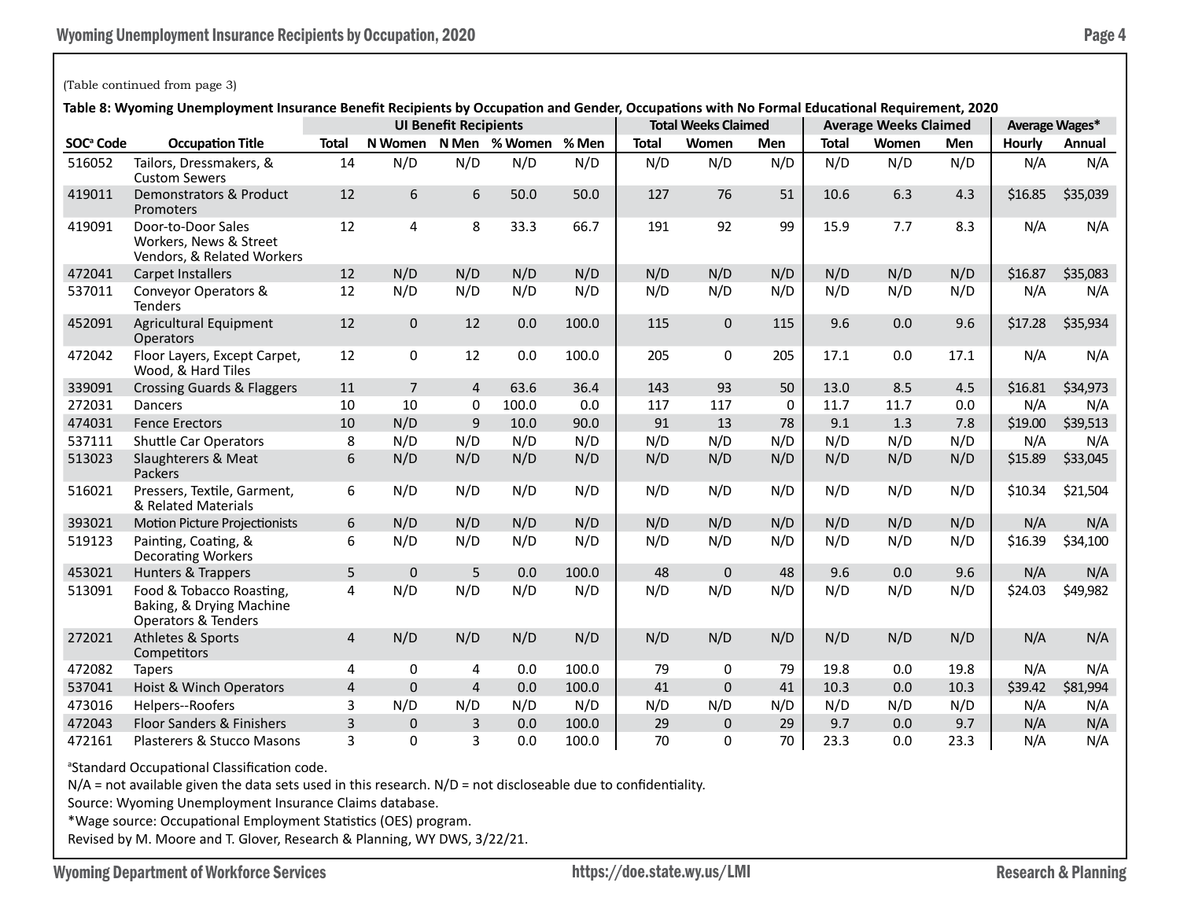(Table continued from page 3)

**Table 8: Wyoming Unemployment Insurance Benefit Recipients by Occupation and Gender, Occupations with No Formal Educational Requirement, 2020**

| | | UI Benefit Recipients | | | | | Total Weeks Claimed | | | Average Weeks Claimed | | | Average Wages* | |
|---|---|---|---|---|---|---|---|---|---|---|---|---|---|---|
| SOC[a] Code | Occupation Title | Total | N Women | N Men | % Women | % Men | Total | Women | Men | Total | Women | Men | Hourly | Annual |
| 516052 | Tailors, Dressmakers, & Custom Sewers | 14 | N/D | N/D | N/D | N/D | N/D | N/D | N/D | N/D | N/D | N/D | N/A | N/A |
| 419011 | Demonstrators & Product Promoters | 12 | 6 | 6 | 50.0 | 50.0 | 127 | 76 | 51 | 10.6 | 6.3 | 4.3 | $16.85 | $35,039 |
| 419091 | Door-to-Door Sales Workers, News & Street Vendors, & Related Workers | 12 | 4 | 8 | 33.3 | 66.7 | 191 | 92 | 99 | 15.9 | 7.7 | 8.3 | N/A | N/A |
| 472041 | Carpet Installers | 12 | N/D | N/D | N/D | N/D | N/D | N/D | N/D | N/D | N/D | N/D | $16.87 | $35,083 |
| 537011 | Conveyor Operators & Tenders | 12 | N/D | N/D | N/D | N/D | N/D | N/D | N/D | N/D | N/D | N/D | N/A | N/A |
| 452091 | Agricultural Equipment Operators | 12 | 0 | 12 | 0.0 | 100.0 | 115 | 0 | 115 | 9.6 | 0.0 | 9.6 | $17.28 | $35,934 |
| 472042 | Floor Layers, Except Carpet, Wood, & Hard Tiles | 12 | 0 | 12 | 0.0 | 100.0 | 205 | 0 | 205 | 17.1 | 0.0 | 17.1 | N/A | N/A |
| 339091 | Crossing Guards & Flaggers | 11 | 7 | 4 | 63.6 | 36.4 | 143 | 93 | 50 | 13.0 | 8.5 | 4.5 | $16.81 | $34,973 |
| 272031 | Dancers | 10 | 10 | 0 | 100.0 | 0.0 | 117 | 117 | 0 | 11.7 | 11.7 | 0.0 | N/A | N/A |
| 474031 | Fence Erectors | 10 | N/D | 9 | 10.0 | 90.0 | 91 | 13 | 78 | 9.1 | 1.3 | 7.8 | $19.00 | $39,513 |
| 537111 | Shuttle Car Operators | 8 | N/D | N/D | N/D | N/D | N/D | N/D | N/D | N/D | N/D | N/D | N/A | N/A |
| 513023 | Slaughterers & Meat Packers | 6 | N/D | N/D | N/D | N/D | N/D | N/D | N/D | N/D | N/D | N/D | $15.89 | $33,045 |
| 516021 | Pressers, Textile, Garment, & Related Materials | 6 | N/D | N/D | N/D | N/D | N/D | N/D | N/D | N/D | N/D | N/D | $10.34 | $21,504 |
| 393021 | Motion Picture Projectionists | 6 | N/D | N/D | N/D | N/D | N/D | N/D | N/D | N/D | N/D | N/D | N/A | N/A |
| 519123 | Painting, Coating, & Decorating Workers | 6 | N/D | N/D | N/D | N/D | N/D | N/D | N/D | N/D | N/D | N/D | $16.39 | $34,100 |
| 453021 | Hunters & Trappers | 5 | 0 | 5 | 0.0 | 100.0 | 48 | 0 | 48 | 9.6 | 0.0 | 9.6 | N/A | N/A |
| 513091 | Food & Tobacco Roasting, Baking, & Drying Machine Operators & Tenders | 4 | N/D | N/D | N/D | N/D | N/D | N/D | N/D | N/D | N/D | N/D | $24.03 | $49,982 |
| 272021 | Athletes & Sports Competitors | 4 | N/D | N/D | N/D | N/D | N/D | N/D | N/D | N/D | N/D | N/D | N/A | N/A |
| 472082 | Tapers | 4 | 0 | 4 | 0.0 | 100.0 | 79 | 0 | 79 | 19.8 | 0.0 | 19.8 | N/A | N/A |
| 537041 | Hoist & Winch Operators | 4 | 0 | 4 | 0.0 | 100.0 | 41 | 0 | 41 | 10.3 | 0.0 | 10.3 | $39.42 | $81,994 |
| 473016 | Helpers--Roofers | 3 | N/D | N/D | N/D | N/D | N/D | N/D | N/D | N/D | N/D | N/D | N/A | N/A |
| 472043 | Floor Sanders & Finishers | 3 | 0 | 3 | 0.0 | 100.0 | 29 | 0 | 29 | 9.7 | 0.0 | 9.7 | N/A | N/A |
| 472161 | Plasterers & Stucco Masons | 3 | 0 | 3 | 0.0 | 100.0 | 70 | 0 | 70 | 23.3 | 0.0 | 23.3 | N/A | N/A |

[a]Standard Occupational Classification code.

N/A = not available given the data sets used in this research. N/D = not discloseable due to confidentiality.

Source: Wyoming Unemployment Insurance Claims database.

*Wage source: Occupational Employment Statistics (OES) program.

Revised by M. Moore and T. Glover, Research & Planning, WY DWS, 3/22/21.